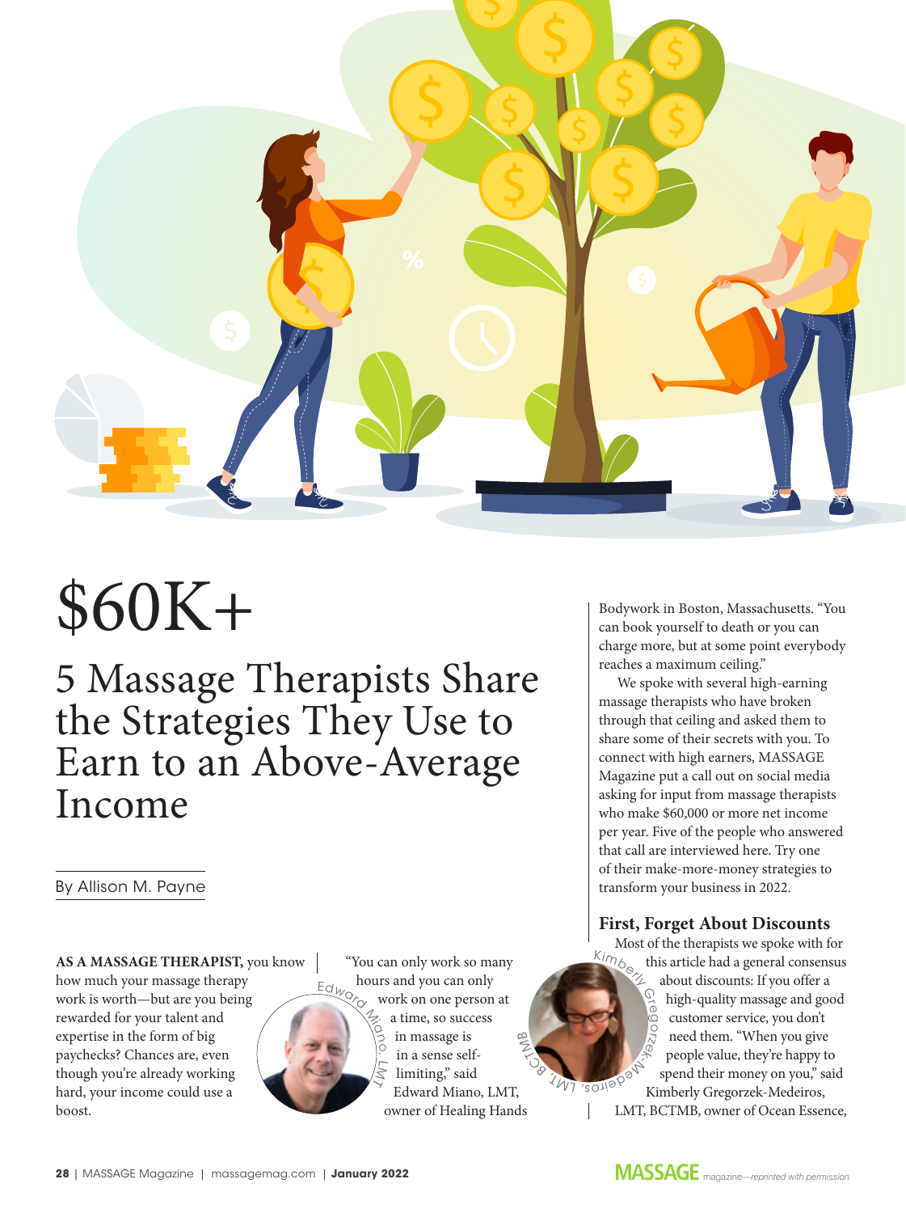# $60K+

## 5 Massage Therapists Share the Strategies They Use to Earn to an Above-Average Income

By Allison M. Payne

**AS A MASSAGE THERAPIST,** you know how much your massage therapy work is worth—but are you being rewarded for your talent and expertise in the form of big paychecks? Chances are, even though you're already working hard, your income could use a boost.

Edward Miano, LMT

"You can only work so many hours and you can only work on one person at a time, so success in massage is in a sense self-limiting," said Edward Miano, LMT, owner of Healing Hands Bodywork in Boston, Massachusetts. "You can book yourself to death or you can charge more, but at some point everybody reaches a maximum ceiling."

We spoke with several high-earning massage therapists who have broken through that ceiling and asked them to share some of their secrets with you. To connect with high earners, MASSAGE Magazine put a call out on social media asking for input from massage therapists who make $60,000 or more net income per year. Five of the people who answered that call are interviewed here. Try one of their make-more-money strategies to transform your business in 2022.

### First, Forget About Discounts

Kimberly Gregorzek-Medeiros, LMT, BCTMB

Most of the therapists we spoke with for this article had a general consensus about discounts: If you offer a high-quality massage and good customer service, you don't need them. "When you give people value, they're happy to spend their money on you," said Kimberly Gregorzek-Medeiros, LMT, BCTMB, owner of Ocean Essence,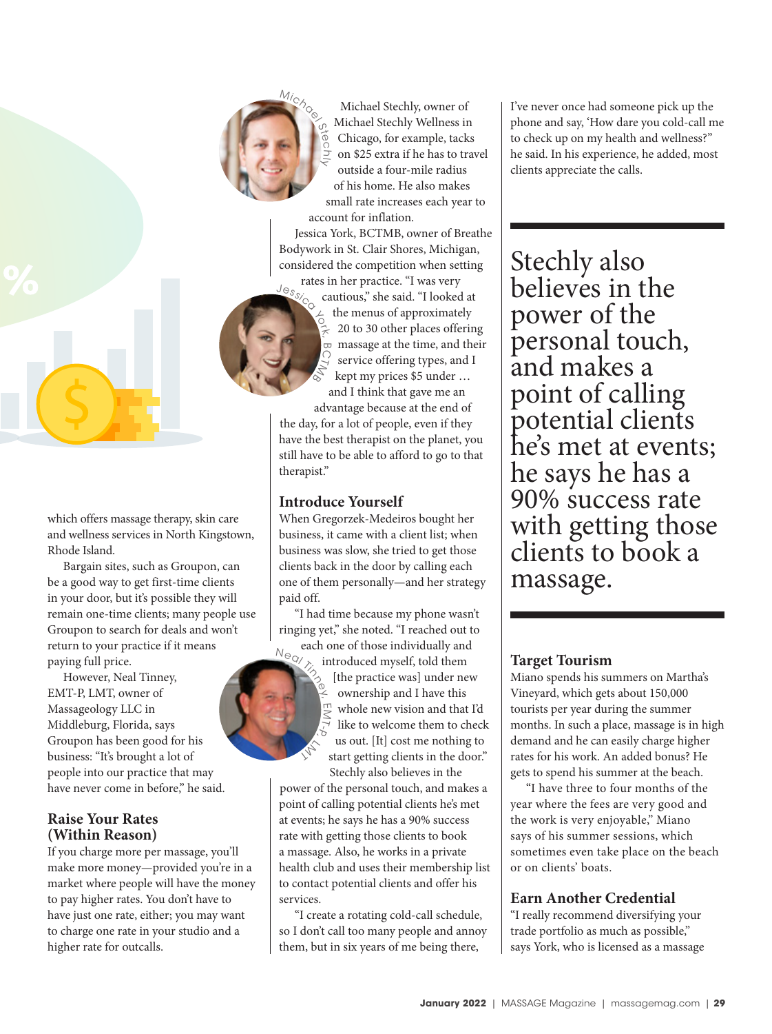which offers massage therapy, skin care and wellness services in North Kingstown, Rhode Island.

Bargain sites, such as Groupon, can be a good way to get first-time clients in your door, but it's possible they will remain one-time clients; many people use Groupon to search for deals and won't return to your practice if it means paying full price.

However, Neal Tinney, EMT-P, LMT, owner of Massageology LLC in Middleburg, Florida, says Groupon has been good for his business: "It's brought a lot of people into our practice that may have never come in before," he said.

## Raise Your Rates (Within Reason)

If you charge more per massage, you'll make more money—provided you're in a market where people will have the money to pay higher rates. You don't have to have just one rate, either; you may want to charge one rate in your studio and a higher rate for outcalls.

Michael Stechly

Michael Stechly, owner of Michael Stechly Wellness in Chicago, for example, tacks on $25 extra if he has to travel outside a four-mile radius of his home. He also makes small rate increases each year to account for inflation.

Jessica York, BCTMB, owner of Breathe Bodywork in St. Clair Shores, Michigan, considered the competition when setting rates in her practice. "I was very cautious," she said. "I looked at the menus of approximately 20 to 30 other places offering massage at the time, and their service offering types, and I kept my prices $5 under … and I think that gave me an advantage because at the end of the day, for a lot of people, even if they have the best therapist on the planet, you still have to be able to afford to go to that therapist."

Jessica York, BCTMB

## Introduce Yourself

When Gregorzek-Medeiros bought her business, it came with a client list; when business was slow, she tried to get those clients back in the door by calling each one of them personally—and her strategy paid off.

"I had time because my phone wasn't ringing yet," she noted. "I reached out to each one of those individually and introduced myself, told them [the practice was] under new ownership and I have this whole new vision and that I'd like to welcome them to check us out. [It] cost me nothing to start getting clients in the door."

Neal Tinney, EMT-P, LMT

Stechly also believes in the power of the personal touch, and makes a point of calling potential clients he's met at events; he says he has a 90% success rate with getting those clients to book a massage. Also, he works in a private health club and uses their membership list to contact potential clients and offer his services.

"I create a rotating cold-call schedule, so I don't call too many people and annoy them, but in six years of me being there, I've never once had someone pick up the phone and say, 'How dare you cold-call me to check up on my health and wellness?'" he said. In his experience, he added, most clients appreciate the calls.

> Stechly also believes in the power of the personal touch, and makes a point of calling potential clients he's met at events; he says he has a 90% success rate with getting those clients to book a massage.

## Target Tourism

Miano spends his summers on Martha's Vineyard, which gets about 150,000 tourists per year during the summer months. In such a place, massage is in high demand and he can easily charge higher rates for his work. An added bonus? He gets to spend his summer at the beach.

"I have three to four months of the year where the fees are very good and the work is very enjoyable," Miano says of his summer sessions, which sometimes even take place on the beach or on clients' boats.

## Earn Another Credential

"I really recommend diversifying your trade portfolio as much as possible," says York, who is licensed as a massage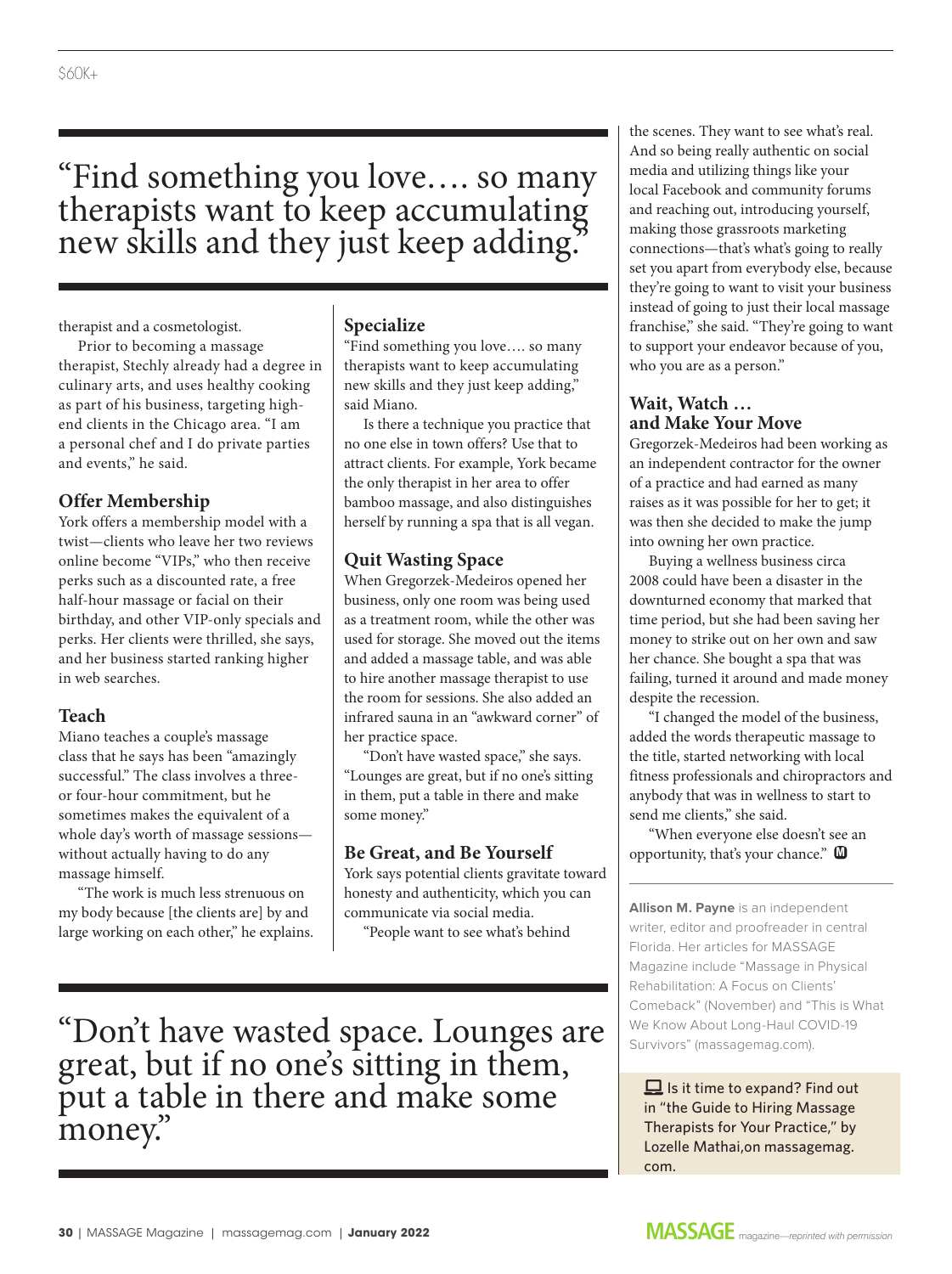“Find something you love…. so many therapists want to keep accumulating new skills and they just keep adding.”

therapist and a cosmetologist.

Prior to becoming a massage therapist, Stechly already had a degree in culinary arts, and uses healthy cooking as part of his business, targeting high-end clients in the Chicago area. “I am a personal chef and I do private parties and events,” he said.

### Offer Membership

York offers a membership model with a twist—clients who leave her two reviews online become “VIPs,” who then receive perks such as a discounted rate, a free half-hour massage or facial on their birthday, and other VIP-only specials and perks. Her clients were thrilled, she says, and her business started ranking higher in web searches.

### Teach

Miano teaches a couple’s massage class that he says has been “amazingly successful.” The class involves a three- or four-hour commitment, but he sometimes makes the equivalent of a whole day’s worth of massage sessions—without actually having to do any massage himself.

“The work is much less strenuous on my body because [the clients are] by and large working on each other,” he explains.

### Specialize

“Find something you love…. so many therapists want to keep accumulating new skills and they just keep adding,” said Miano.

Is there a technique you practice that no one else in town offers? Use that to attract clients. For example, York became the only therapist in her area to offer bamboo massage, and also distinguishes herself by running a spa that is all vegan.

### Quit Wasting Space

When Gregorzek-Medeiros opened her business, only one room was being used as a treatment room, while the other was used for storage. She moved out the items and added a massage table, and was able to hire another massage therapist to use the room for sessions. She also added an infrared sauna in an “awkward corner” of her practice space.

“Don’t have wasted space,” she says. “Lounges are great, but if no one’s sitting in them, put a table in there and make some money.”

### Be Great, and Be Yourself

York says potential clients gravitate toward honesty and authenticity, which you can communicate via social media.

“People want to see what’s behind the scenes. They want to see what’s real. And so being really authentic on social media and utilizing things like your local Facebook and community forums and reaching out, introducing yourself, making those grassroots marketing connections—that’s what’s going to really set you apart from everybody else, because they’re going to want to visit your business instead of going to just their local massage franchise,” she said. “They’re going to want to support your endeavor because of you, who you are as a person.”

### Wait, Watch … and Make Your Move

Gregorzek-Medeiros had been working as an independent contractor for the owner of a practice and had earned as many raises as it was possible for her to get; it was then she decided to make the jump into owning her own practice.

Buying a wellness business circa 2008 could have been a disaster in the downturned economy that marked that time period, but she had been saving her money to strike out on her own and saw her chance. She bought a spa that was failing, turned it around and made money despite the recession.

“I changed the model of the business, added the words therapeutic massage to the title, started networking with local fitness professionals and chiropractors and anybody that was in wellness to start to send me clients,” she said.

“When everyone else doesn’t see an opportunity, that’s your chance.”

“Don’t have wasted space. Lounges are great, but if no one’s sitting in them, put a table in there and make some money.”

**Allison M. Payne** is an independent writer, editor and proofreader in central Florida. Her articles for MASSAGE Magazine include “Massage in Physical Rehabilitation: A Focus on Clients’ Comeback” (November) and “This is What We Know About Long-Haul COVID-19 Survivors” (massagemag.com).

Is it time to expand? Find out in “the Guide to Hiring Massage Therapists for Your Practice,” by Lozelle Mathai,on massagemag.com.